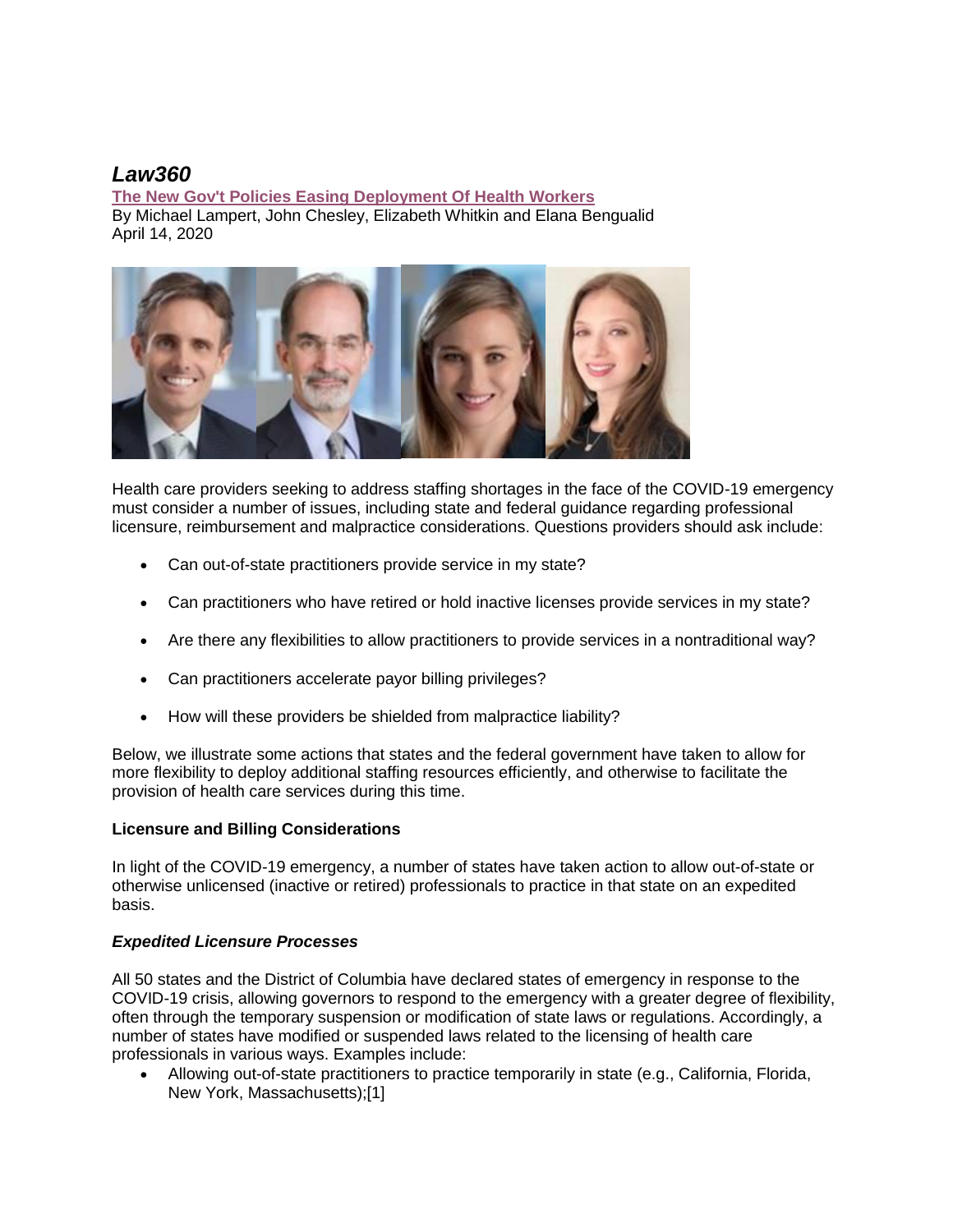## *Law360*

**The New Gov't Policies Easing Deployment Of Health Workers**
By Michael Lampert, John Chesley, Elizabeth Whitkin and Elana Bengualid
April 14, 2020

Health care providers seeking to address staffing shortages in the face of the COVID-19 emergency must consider a number of issues, including state and federal guidance regarding professional licensure, reimbursement and malpractice considerations. Questions providers should ask include:

- Can out-of-state practitioners provide service in my state?
- Can practitioners who have retired or hold inactive licenses provide services in my state?
- Are there any flexibilities to allow practitioners to provide services in a nontraditional way?
- Can practitioners accelerate payor billing privileges?
- How will these providers be shielded from malpractice liability?

Below, we illustrate some actions that states and the federal government have taken to allow for more flexibility to deploy additional staffing resources efficiently, and otherwise to facilitate the provision of health care services during this time.

**Licensure and Billing Considerations**

In light of the COVID-19 emergency, a number of states have taken action to allow out-of-state or otherwise unlicensed (inactive or retired) professionals to practice in that state on an expedited basis.

***Expedited Licensure Processes***

All 50 states and the District of Columbia have declared states of emergency in response to the COVID-19 crisis, allowing governors to respond to the emergency with a greater degree of flexibility, often through the temporary suspension or modification of state laws or regulations. Accordingly, a number of states have modified or suspended laws related to the licensing of health care professionals in various ways. Examples include:

- Allowing out-of-state practitioners to practice temporarily in state (e.g., California, Florida, New York, Massachusetts);[1]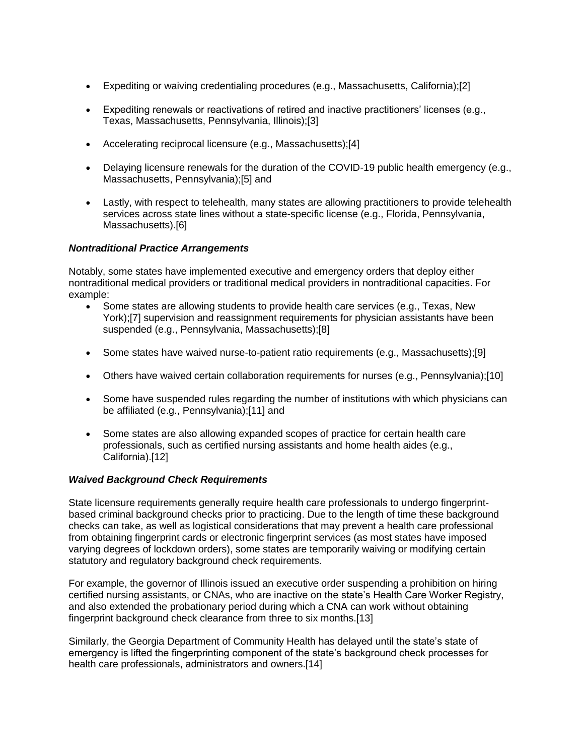- Expediting or waiving credentialing procedures (e.g., Massachusetts, California);[2]
- Expediting renewals or reactivations of retired and inactive practitioners' licenses (e.g., Texas, Massachusetts, Pennsylvania, Illinois);[3]
- Accelerating reciprocal licensure (e.g., Massachusetts);[4]
- Delaying licensure renewals for the duration of the COVID-19 public health emergency (e.g., Massachusetts, Pennsylvania);[5] and
- Lastly, with respect to telehealth, many states are allowing practitioners to provide telehealth services across state lines without a state-specific license (e.g., Florida, Pennsylvania, Massachusetts).[6]

***Nontraditional Practice Arrangements***

Notably, some states have implemented executive and emergency orders that deploy either nontraditional medical providers or traditional medical providers in nontraditional capacities. For example:

- Some states are allowing students to provide health care services (e.g., Texas, New York);[7] supervision and reassignment requirements for physician assistants have been suspended (e.g., Pennsylvania, Massachusetts);[8]
- Some states have waived nurse-to-patient ratio requirements (e.g., Massachusetts);[9]
- Others have waived certain collaboration requirements for nurses (e.g., Pennsylvania);[10]
- Some have suspended rules regarding the number of institutions with which physicians can be affiliated (e.g., Pennsylvania);[11] and
- Some states are also allowing expanded scopes of practice for certain health care professionals, such as certified nursing assistants and home health aides (e.g., California).[12]

***Waived Background Check Requirements***

State licensure requirements generally require health care professionals to undergo fingerprint-based criminal background checks prior to practicing. Due to the length of time these background checks can take, as well as logistical considerations that may prevent a health care professional from obtaining fingerprint cards or electronic fingerprint services (as most states have imposed varying degrees of lockdown orders), some states are temporarily waiving or modifying certain statutory and regulatory background check requirements.

For example, the governor of Illinois issued an executive order suspending a prohibition on hiring certified nursing assistants, or CNAs, who are inactive on the state's Health Care Worker Registry, and also extended the probationary period during which a CNA can work without obtaining fingerprint background check clearance from three to six months.[13]

Similarly, the Georgia Department of Community Health has delayed until the state's state of emergency is lifted the fingerprinting component of the state's background check processes for health care professionals, administrators and owners.[14]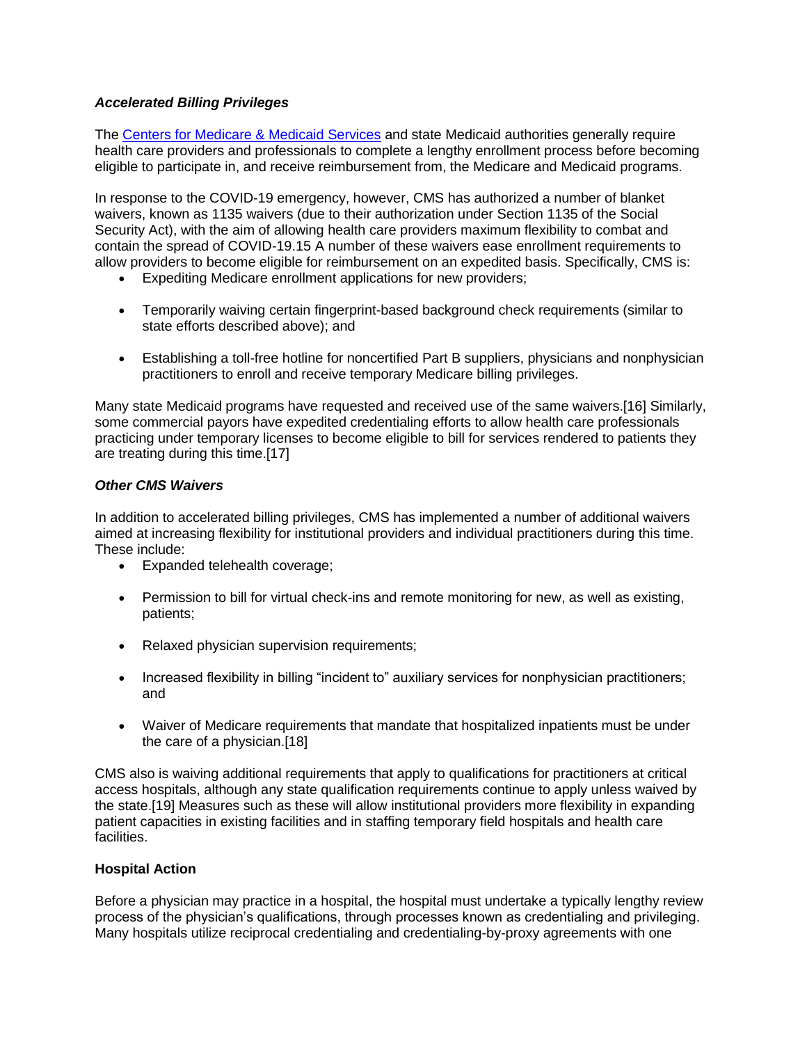### ***Accelerated Billing Privileges***

The [Centers for Medicare & Medicaid Services]() and state Medicaid authorities generally require health care providers and professionals to complete a lengthy enrollment process before becoming eligible to participate in, and receive reimbursement from, the Medicare and Medicaid programs.

In response to the COVID-19 emergency, however, CMS has authorized a number of blanket waivers, known as 1135 waivers (due to their authorization under Section 1135 of the Social Security Act), with the aim of allowing health care providers maximum flexibility to combat and contain the spread of COVID-19.15 A number of these waivers ease enrollment requirements to allow providers to become eligible for reimbursement on an expedited basis. Specifically, CMS is:

- Expediting Medicare enrollment applications for new providers;
- Temporarily waiving certain fingerprint-based background check requirements (similar to state efforts described above); and
- Establishing a toll-free hotline for noncertified Part B suppliers, physicians and nonphysician practitioners to enroll and receive temporary Medicare billing privileges.

Many state Medicaid programs have requested and received use of the same waivers.[16] Similarly, some commercial payors have expedited credentialing efforts to allow health care professionals practicing under temporary licenses to become eligible to bill for services rendered to patients they are treating during this time.[17]

### ***Other CMS Waivers***

In addition to accelerated billing privileges, CMS has implemented a number of additional waivers aimed at increasing flexibility for institutional providers and individual practitioners during this time. These include:

- Expanded telehealth coverage;
- Permission to bill for virtual check-ins and remote monitoring for new, as well as existing, patients;
- Relaxed physician supervision requirements;
- Increased flexibility in billing "incident to" auxiliary services for nonphysician practitioners; and
- Waiver of Medicare requirements that mandate that hospitalized inpatients must be under the care of a physician.[18]

CMS also is waiving additional requirements that apply to qualifications for practitioners at critical access hospitals, although any state qualification requirements continue to apply unless waived by the state.[19] Measures such as these will allow institutional providers more flexibility in expanding patient capacities in existing facilities and in staffing temporary field hospitals and health care facilities.

### **Hospital Action**

Before a physician may practice in a hospital, the hospital must undertake a typically lengthy review process of the physician's qualifications, through processes known as credentialing and privileging. Many hospitals utilize reciprocal credentialing and credentialing-by-proxy agreements with one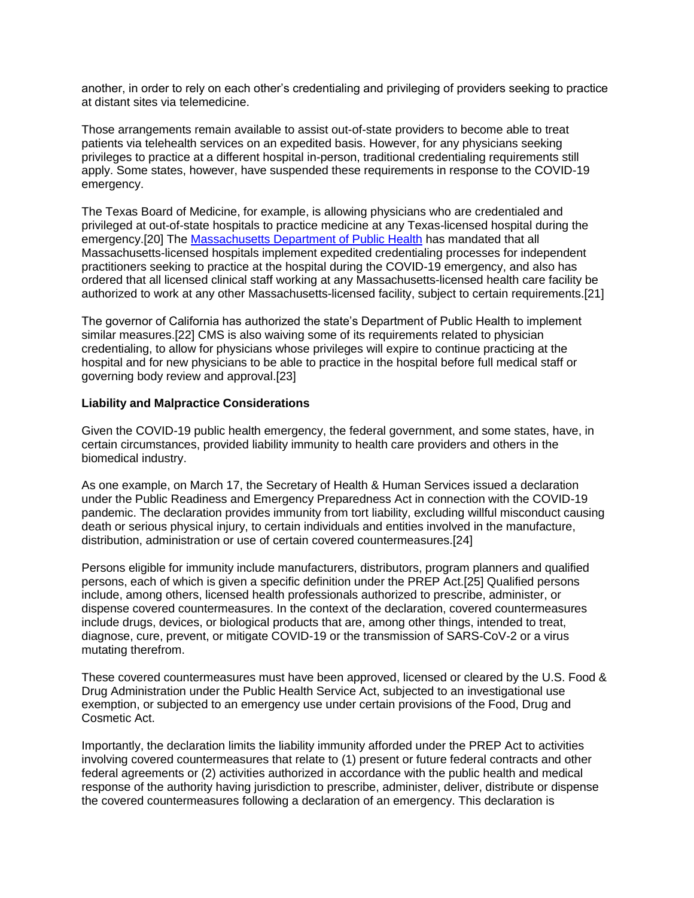another, in order to rely on each other's credentialing and privileging of providers seeking to practice at distant sites via telemedicine.

Those arrangements remain available to assist out-of-state providers to become able to treat patients via telehealth services on an expedited basis. However, for any physicians seeking privileges to practice at a different hospital in-person, traditional credentialing requirements still apply. Some states, however, have suspended these requirements in response to the COVID-19 emergency.

The Texas Board of Medicine, for example, is allowing physicians who are credentialed and privileged at out-of-state hospitals to practice medicine at any Texas-licensed hospital during the emergency.[20] The Massachusetts Department of Public Health has mandated that all Massachusetts-licensed hospitals implement expedited credentialing processes for independent practitioners seeking to practice at the hospital during the COVID-19 emergency, and also has ordered that all licensed clinical staff working at any Massachusetts-licensed health care facility be authorized to work at any other Massachusetts-licensed facility, subject to certain requirements.[21]

The governor of California has authorized the state's Department of Public Health to implement similar measures.[22] CMS is also waiving some of its requirements related to physician credentialing, to allow for physicians whose privileges will expire to continue practicing at the hospital and for new physicians to be able to practice in the hospital before full medical staff or governing body review and approval.[23]

**Liability and Malpractice Considerations**

Given the COVID-19 public health emergency, the federal government, and some states, have, in certain circumstances, provided liability immunity to health care providers and others in the biomedical industry.

As one example, on March 17, the Secretary of Health & Human Services issued a declaration under the Public Readiness and Emergency Preparedness Act in connection with the COVID-19 pandemic. The declaration provides immunity from tort liability, excluding willful misconduct causing death or serious physical injury, to certain individuals and entities involved in the manufacture, distribution, administration or use of certain covered countermeasures.[24]

Persons eligible for immunity include manufacturers, distributors, program planners and qualified persons, each of which is given a specific definition under the PREP Act.[25] Qualified persons include, among others, licensed health professionals authorized to prescribe, administer, or dispense covered countermeasures. In the context of the declaration, covered countermeasures include drugs, devices, or biological products that are, among other things, intended to treat, diagnose, cure, prevent, or mitigate COVID-19 or the transmission of SARS-CoV-2 or a virus mutating therefrom.

These covered countermeasures must have been approved, licensed or cleared by the U.S. Food & Drug Administration under the Public Health Service Act, subjected to an investigational use exemption, or subjected to an emergency use under certain provisions of the Food, Drug and Cosmetic Act.

Importantly, the declaration limits the liability immunity afforded under the PREP Act to activities involving covered countermeasures that relate to (1) present or future federal contracts and other federal agreements or (2) activities authorized in accordance with the public health and medical response of the authority having jurisdiction to prescribe, administer, deliver, distribute or dispense the covered countermeasures following a declaration of an emergency. This declaration is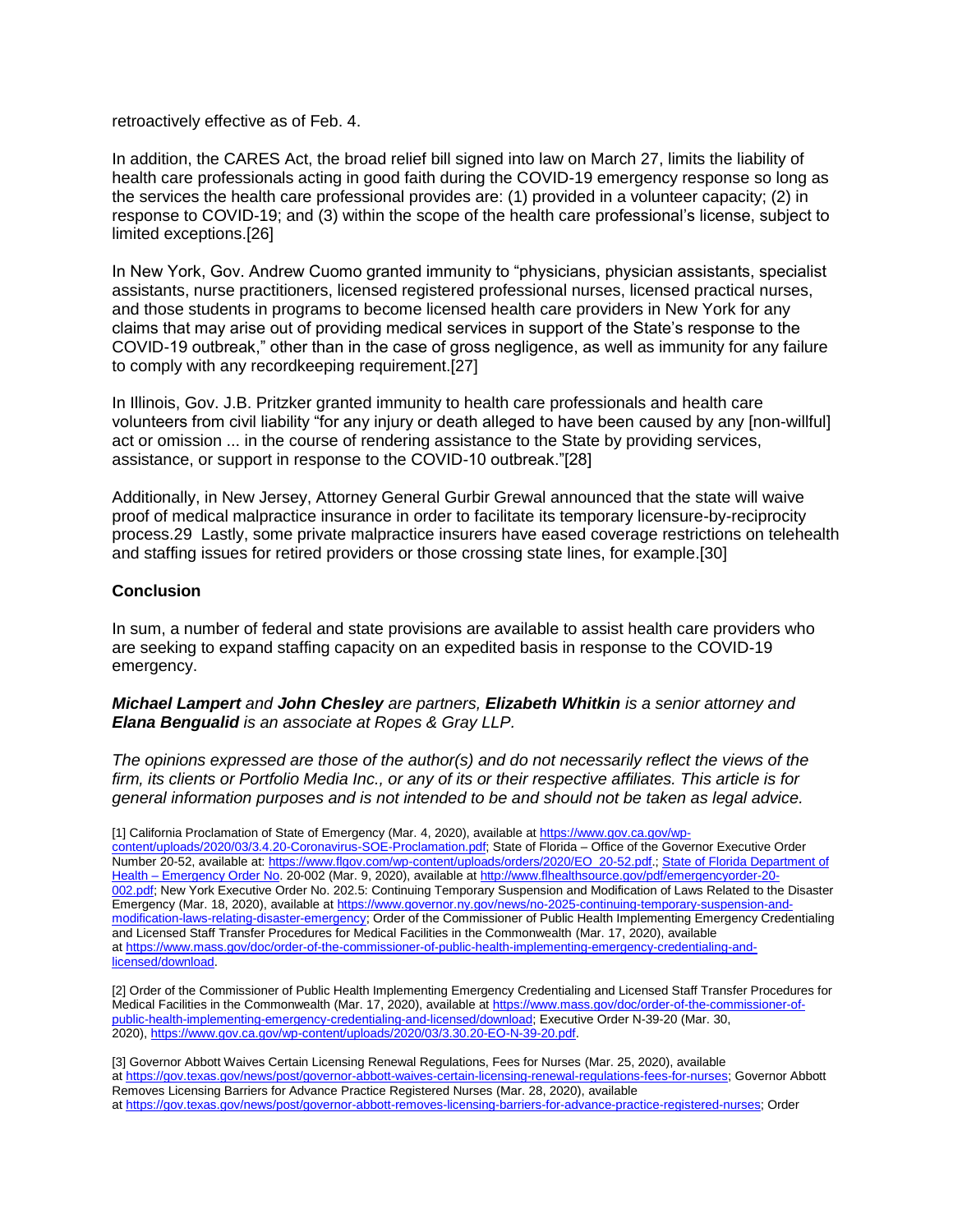retroactively effective as of Feb. 4.

In addition, the CARES Act, the broad relief bill signed into law on March 27, limits the liability of health care professionals acting in good faith during the COVID-19 emergency response so long as the services the health care professional provides are: (1) provided in a volunteer capacity; (2) in response to COVID-19; and (3) within the scope of the health care professional's license, subject to limited exceptions.[26]

In New York, Gov. Andrew Cuomo granted immunity to "physicians, physician assistants, specialist assistants, nurse practitioners, licensed registered professional nurses, licensed practical nurses, and those students in programs to become licensed health care providers in New York for any claims that may arise out of providing medical services in support of the State's response to the COVID-19 outbreak," other than in the case of gross negligence, as well as immunity for any failure to comply with any recordkeeping requirement.[27]

In Illinois, Gov. J.B. Pritzker granted immunity to health care professionals and health care volunteers from civil liability "for any injury or death alleged to have been caused by any [non-willful] act or omission ... in the course of rendering assistance to the State by providing services, assistance, or support in response to the COVID-10 outbreak."[28]

Additionally, in New Jersey, Attorney General Gurbir Grewal announced that the state will waive proof of medical malpractice insurance in order to facilitate its temporary licensure-by-reciprocity process.29 Lastly, some private malpractice insurers have eased coverage restrictions on telehealth and staffing issues for retired providers or those crossing state lines, for example.[30]

### Conclusion

In sum, a number of federal and state provisions are available to assist health care providers who are seeking to expand staffing capacity on an expedited basis in response to the COVID-19 emergency.

***Michael Lampert*** *and* ***John Chesley*** *are partners,* ***Elizabeth Whitkin*** *is a senior attorney and* ***Elana Bengualid*** *is an associate at Ropes & Gray LLP.*

*The opinions expressed are those of the author(s) and do not necessarily reflect the views of the firm, its clients or Portfolio Media Inc., or any of its or their respective affiliates. This article is for general information purposes and is not intended to be and should not be taken as legal advice.*

[1] California Proclamation of State of Emergency (Mar. 4, 2020), available at https://www.gov.ca.gov/wp-content/uploads/2020/03/3.4.20-Coronavirus-SOE-Proclamation.pdf; State of Florida – Office of the Governor Executive Order Number 20-52, available at: https://www.flgov.com/wp-content/uploads/orders/2020/EO_20-52.pdf.; State of Florida Department of Health – Emergency Order No. 20-002 (Mar. 9, 2020), available at http://www.flhealthsource.gov/pdf/emergencyorder-20-002.pdf; New York Executive Order No. 202.5: Continuing Temporary Suspension and Modification of Laws Related to the Disaster Emergency (Mar. 18, 2020), available at https://www.governor.ny.gov/news/no-2025-continuing-temporary-suspension-and-modification-laws-relating-disaster-emergency; Order of the Commissioner of Public Health Implementing Emergency Credentialing and Licensed Staff Transfer Procedures for Medical Facilities in the Commonwealth (Mar. 17, 2020), available at https://www.mass.gov/doc/order-of-the-commissioner-of-public-health-implementing-emergency-credentialing-and-licensed/download.

[2] Order of the Commissioner of Public Health Implementing Emergency Credentialing and Licensed Staff Transfer Procedures for Medical Facilities in the Commonwealth (Mar. 17, 2020), available at https://www.mass.gov/doc/order-of-the-commissioner-of-public-health-implementing-emergency-credentialing-and-licensed/download; Executive Order N-39-20 (Mar. 30, 2020), https://www.gov.ca.gov/wp-content/uploads/2020/03/3.30.20-EO-N-39-20.pdf.

[3] Governor Abbott Waives Certain Licensing Renewal Regulations, Fees for Nurses (Mar. 25, 2020), available at https://gov.texas.gov/news/post/governor-abbott-waives-certain-licensing-renewal-regulations-fees-for-nurses; Governor Abbott Removes Licensing Barriers for Advance Practice Registered Nurses (Mar. 28, 2020), available at https://gov.texas.gov/news/post/governor-abbott-removes-licensing-barriers-for-advance-practice-registered-nurses; Order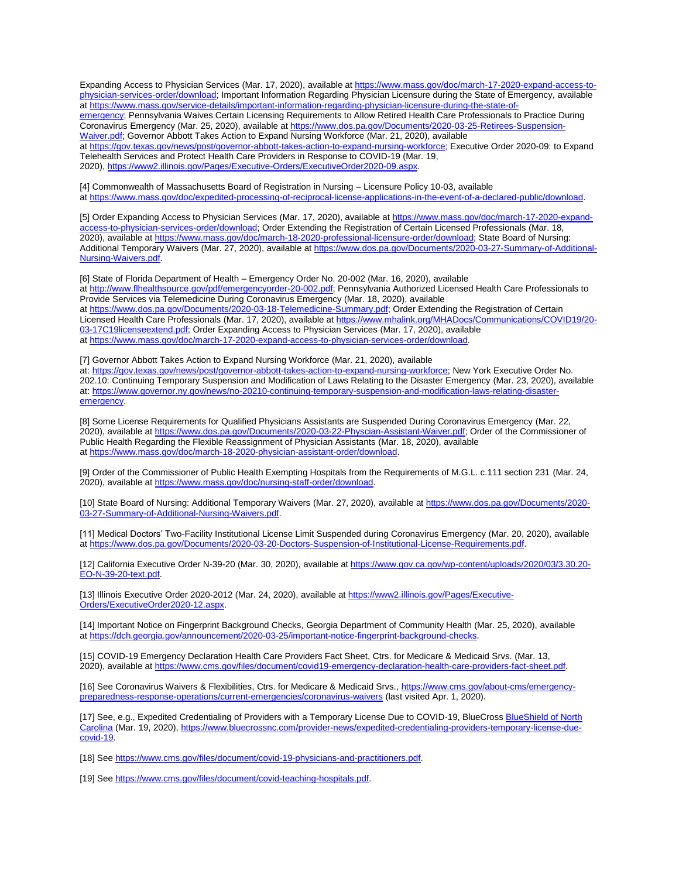Expanding Access to Physician Services (Mar. 17, 2020), available at https://www.mass.gov/doc/march-17-2020-expand-access-to-physician-services-order/download; Important Information Regarding Physician Licensure during the State of Emergency, available at https://www.mass.gov/service-details/important-information-regarding-physician-licensure-during-the-state-of-emergency; Pennsylvania Waives Certain Licensing Requirements to Allow Retired Health Care Professionals to Practice During Coronavirus Emergency (Mar. 25, 2020), available at https://www.dos.pa.gov/Documents/2020-03-25-Retirees-Suspension-Waiver.pdf; Governor Abbott Takes Action to Expand Nursing Workforce (Mar. 21, 2020), available at https://gov.texas.gov/news/post/governor-abbott-takes-action-to-expand-nursing-workforce; Executive Order 2020-09: to Expand Telehealth Services and Protect Health Care Providers in Response to COVID-19 (Mar. 19, 2020), https://www2.illinois.gov/Pages/Executive-Orders/ExecutiveOrder2020-09.aspx.

[4] Commonwealth of Massachusetts Board of Registration in Nursing – Licensure Policy 10-03, available at https://www.mass.gov/doc/expedited-processing-of-reciprocal-license-applications-in-the-event-of-a-declared-public/download.

[5] Order Expanding Access to Physician Services (Mar. 17, 2020), available at https://www.mass.gov/doc/march-17-2020-expand-access-to-physician-services-order/download; Order Extending the Registration of Certain Licensed Professionals (Mar. 18, 2020), available at https://www.mass.gov/doc/march-18-2020-professional-licensure-order/download; State Board of Nursing: Additional Temporary Waivers (Mar. 27, 2020), available at https://www.dos.pa.gov/Documents/2020-03-27-Summary-of-Additional-Nursing-Waivers.pdf.

[6] State of Florida Department of Health – Emergency Order No. 20-002 (Mar. 16, 2020), available at http://www.flhealthsource.gov/pdf/emergencyorder-20-002.pdf; Pennsylvania Authorized Licensed Health Care Professionals to Provide Services via Telemedicine During Coronavirus Emergency (Mar. 18, 2020), available at https://www.dos.pa.gov/Documents/2020-03-18-Telemedicine-Summary.pdf; Order Extending the Registration of Certain Licensed Health Care Professionals (Mar. 17, 2020), available at https://www.mhalink.org/MHADocs/Communications/COVID19/20-03-17C19licenseextend.pdf; Order Expanding Access to Physician Services (Mar. 17, 2020), available at https://www.mass.gov/doc/march-17-2020-expand-access-to-physician-services-order/download.

[7] Governor Abbott Takes Action to Expand Nursing Workforce (Mar. 21, 2020), available at: https://gov.texas.gov/news/post/governor-abbott-takes-action-to-expand-nursing-workforce; New York Executive Order No. 202.10: Continuing Temporary Suspension and Modification of Laws Relating to the Disaster Emergency (Mar. 23, 2020), available at: https://www.governor.ny.gov/news/no-20210-continuing-temporary-suspension-and-modification-laws-relating-disaster-emergency.

[8] Some License Requirements for Qualified Physicians Assistants are Suspended During Coronavirus Emergency (Mar. 22, 2020), available at https://www.dos.pa.gov/Documents/2020-03-22-Physcian-Assistant-Waiver.pdf; Order of the Commissioner of Public Health Regarding the Flexible Reassignment of Physician Assistants (Mar. 18, 2020), available at https://www.mass.gov/doc/march-18-2020-physician-assistant-order/download.

[9] Order of the Commissioner of Public Health Exempting Hospitals from the Requirements of M.G.L. c.111 section 231 (Mar. 24, 2020), available at https://www.mass.gov/doc/nursing-staff-order/download.

[10] State Board of Nursing: Additional Temporary Waivers (Mar. 27, 2020), available at https://www.dos.pa.gov/Documents/2020-03-27-Summary-of-Additional-Nursing-Waivers.pdf.

[11] Medical Doctors' Two-Facility Institutional License Limit Suspended during Coronavirus Emergency (Mar. 20, 2020), available at https://www.dos.pa.gov/Documents/2020-03-20-Doctors-Suspension-of-Institutional-License-Requirements.pdf.

[12] California Executive Order N-39-20 (Mar. 30, 2020), available at https://www.gov.ca.gov/wp-content/uploads/2020/03/3.30.20-EO-N-39-20-text.pdf.

[13] Illinois Executive Order 2020-2012 (Mar. 24, 2020), available at https://www2.illinois.gov/Pages/Executive-Orders/ExecutiveOrder2020-12.aspx.

[14] Important Notice on Fingerprint Background Checks, Georgia Department of Community Health (Mar. 25, 2020), available at https://dch.georgia.gov/announcement/2020-03-25/important-notice-fingerprint-background-checks.

[15] COVID-19 Emergency Declaration Health Care Providers Fact Sheet, Ctrs. for Medicare & Medicaid Srvs. (Mar. 13, 2020), available at https://www.cms.gov/files/document/covid19-emergency-declaration-health-care-providers-fact-sheet.pdf.

[16] See Coronavirus Waivers & Flexibilities, Ctrs. for Medicare & Medicaid Srvs., https://www.cms.gov/about-cms/emergency-preparedness-response-operations/current-emergencies/coronavirus-waivers (last visited Apr. 1, 2020).

[17] See, e.g., Expedited Credentialing of Providers with a Temporary License Due to COVID-19, BlueCross BlueShield of North Carolina (Mar. 19, 2020), https://www.bluecrossnc.com/provider-news/expedited-credentialing-providers-temporary-license-due-covid-19.

[18] See https://www.cms.gov/files/document/covid-19-physicians-and-practitioners.pdf.

[19] See https://www.cms.gov/files/document/covid-teaching-hospitals.pdf.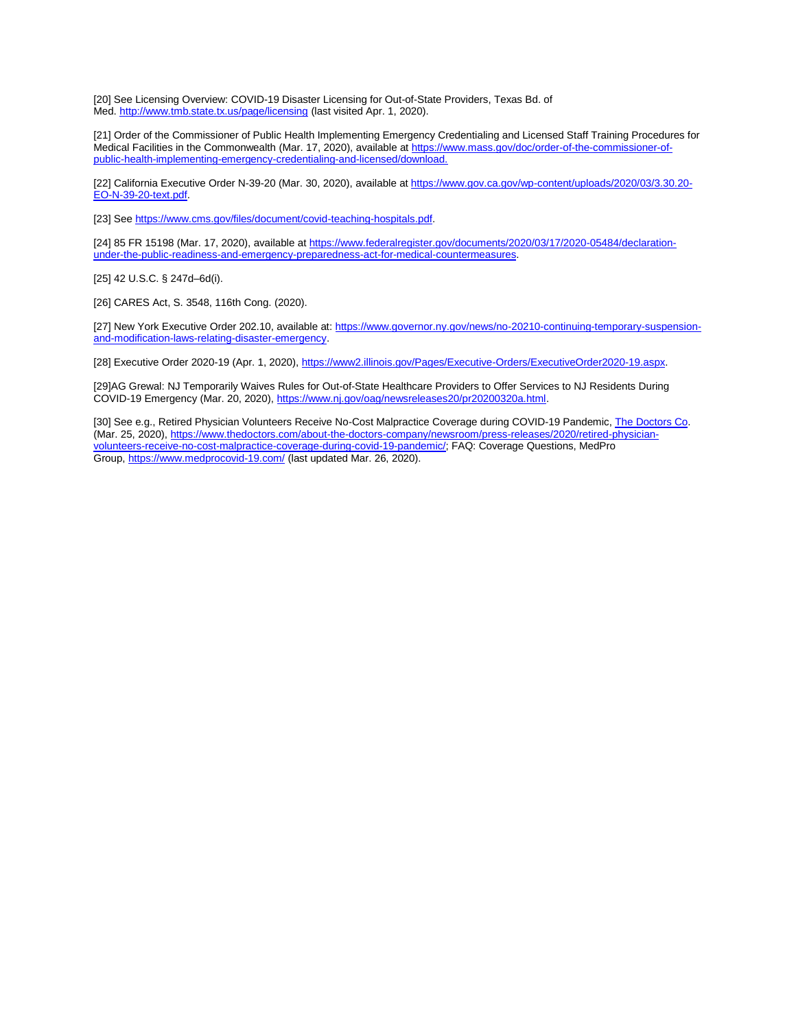[20] See Licensing Overview: COVID-19 Disaster Licensing for Out-of-State Providers, Texas Bd. of Med. http://www.tmb.state.tx.us/page/licensing (last visited Apr. 1, 2020).

[21] Order of the Commissioner of Public Health Implementing Emergency Credentialing and Licensed Staff Training Procedures for Medical Facilities in the Commonwealth (Mar. 17, 2020), available at https://www.mass.gov/doc/order-of-the-commissioner-of-public-health-implementing-emergency-credentialing-and-licensed/download.

[22] California Executive Order N-39-20 (Mar. 30, 2020), available at https://www.gov.ca.gov/wp-content/uploads/2020/03/3.30.20-EO-N-39-20-text.pdf.

[23] See https://www.cms.gov/files/document/covid-teaching-hospitals.pdf.

[24] 85 FR 15198 (Mar. 17, 2020), available at https://www.federalregister.gov/documents/2020/03/17/2020-05484/declaration-under-the-public-readiness-and-emergency-preparedness-act-for-medical-countermeasures.

[25] 42 U.S.C. § 247d–6d(i).

[26] CARES Act, S. 3548, 116th Cong. (2020).

[27] New York Executive Order 202.10, available at: https://www.governor.ny.gov/news/no-20210-continuing-temporary-suspension-and-modification-laws-relating-disaster-emergency.

[28] Executive Order 2020-19 (Apr. 1, 2020), https://www2.illinois.gov/Pages/Executive-Orders/ExecutiveOrder2020-19.aspx.

[29]AG Grewal: NJ Temporarily Waives Rules for Out-of-State Healthcare Providers to Offer Services to NJ Residents During COVID-19 Emergency (Mar. 20, 2020), https://www.nj.gov/oag/newsreleases20/pr20200320a.html.

[30] See e.g., Retired Physician Volunteers Receive No-Cost Malpractice Coverage during COVID-19 Pandemic, The Doctors Co. (Mar. 25, 2020), https://www.thedoctors.com/about-the-doctors-company/newsroom/press-releases/2020/retired-physician-volunteers-receive-no-cost-malpractice-coverage-during-covid-19-pandemic/; FAQ: Coverage Questions, MedPro Group, https://www.medprocovid-19.com/ (last updated Mar. 26, 2020).